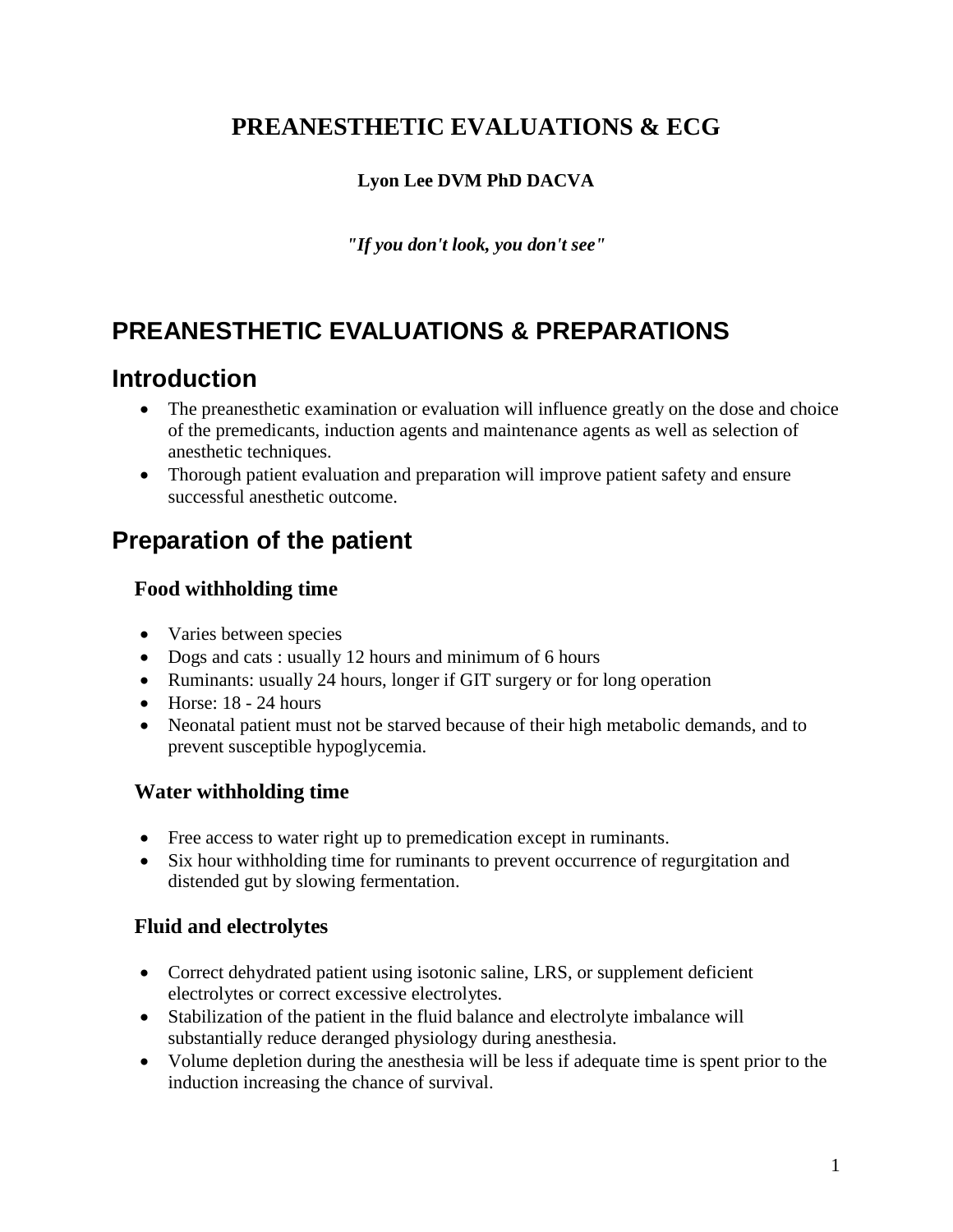# PREANESTHETIC EVALUATIONS & ECG

**Lyon Lee DVM PhD DACVA**

***"If you don't look, you don't see"***

# PREANESTHETIC EVALUATIONS & PREPARATIONS

## Introduction

- The preanesthetic examination or evaluation will influence greatly on the dose and choice of the premedicants, induction agents and maintenance agents as well as selection of anesthetic techniques.
- Thorough patient evaluation and preparation will improve patient safety and ensure successful anesthetic outcome.

## Preparation of the patient

### Food withholding time

- Varies between species
- Dogs and cats : usually 12 hours and minimum of 6 hours
- Ruminants: usually 24 hours, longer if GIT surgery or for long operation
- Horse: 18 - 24 hours
- Neonatal patient must not be starved because of their high metabolic demands, and to prevent susceptible hypoglycemia.

### Water withholding time

- Free access to water right up to premedication except in ruminants.
- Six hour withholding time for ruminants to prevent occurrence of regurgitation and distended gut by slowing fermentation.

### Fluid and electrolytes

- Correct dehydrated patient using isotonic saline, LRS, or supplement deficient electrolytes or correct excessive electrolytes.
- Stabilization of the patient in the fluid balance and electrolyte imbalance will substantially reduce deranged physiology during anesthesia.
- Volume depletion during the anesthesia will be less if adequate time is spent prior to the induction increasing the chance of survival.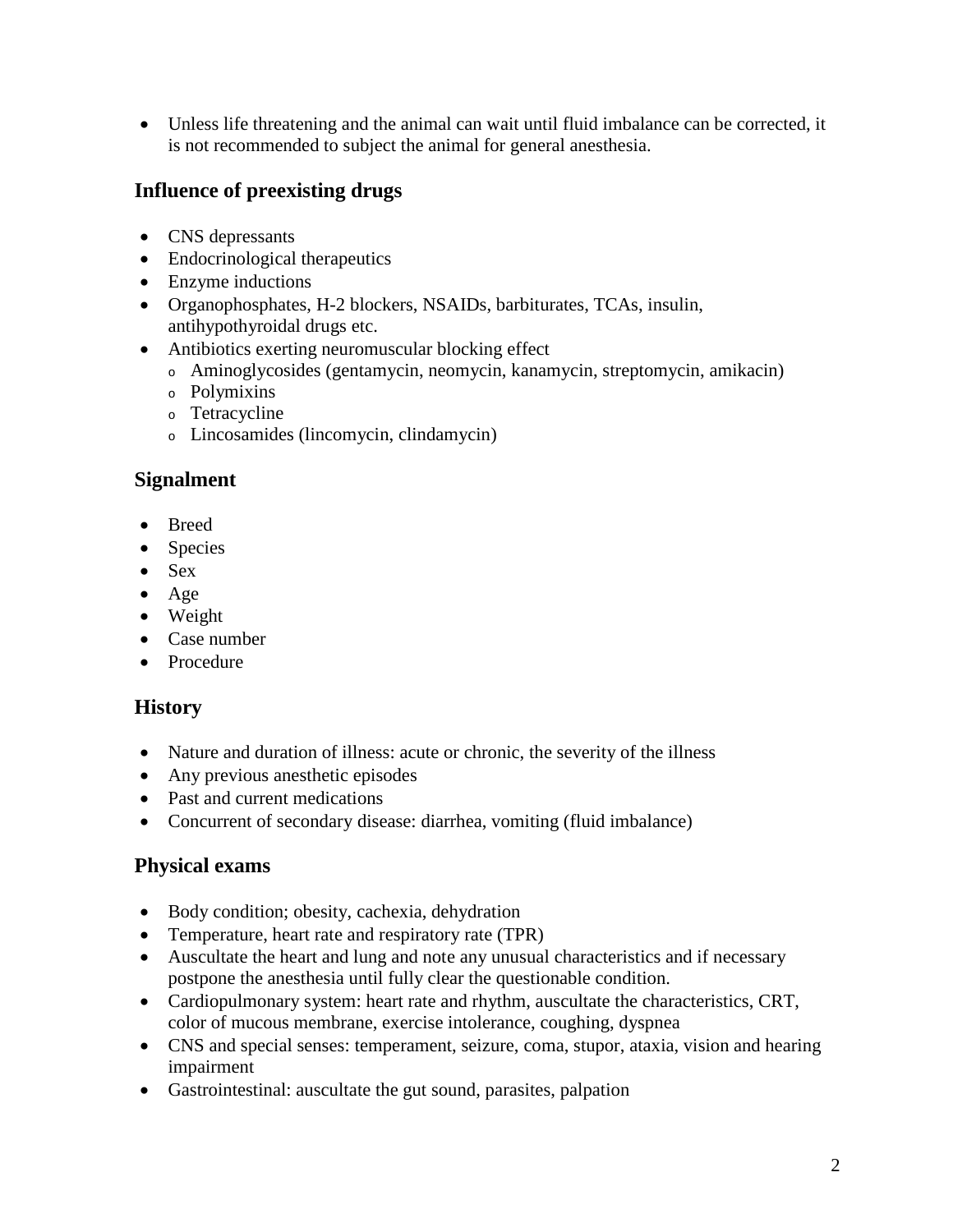- Unless life threatening and the animal can wait until fluid imbalance can be corrected, it is not recommended to subject the animal for general anesthesia.

## Influence of preexisting drugs

- CNS depressants
- Endocrinological therapeutics
- Enzyme inductions
- Organophosphates, H-2 blockers, NSAIDs, barbiturates, TCAs, insulin, antihypothyroidal drugs etc.
- Antibiotics exerting neuromuscular blocking effect
  - Aminoglycosides (gentamycin, neomycin, kanamycin, streptomycin, amikacin)
  - Polymixins
  - Tetracycline
  - Lincosamides (lincomycin, clindamycin)

## Signalment

- Breed
- Species
- Sex
- Age
- Weight
- Case number
- Procedure

## History

- Nature and duration of illness: acute or chronic, the severity of the illness
- Any previous anesthetic episodes
- Past and current medications
- Concurrent of secondary disease: diarrhea, vomiting (fluid imbalance)

## Physical exams

- Body condition; obesity, cachexia, dehydration
- Temperature, heart rate and respiratory rate (TPR)
- Auscultate the heart and lung and note any unusual characteristics and if necessary postpone the anesthesia until fully clear the questionable condition.
- Cardiopulmonary system: heart rate and rhythm, auscultate the characteristics, CRT, color of mucous membrane, exercise intolerance, coughing, dyspnea
- CNS and special senses: temperament, seizure, coma, stupor, ataxia, vision and hearing impairment
- Gastrointestinal: auscultate the gut sound, parasites, palpation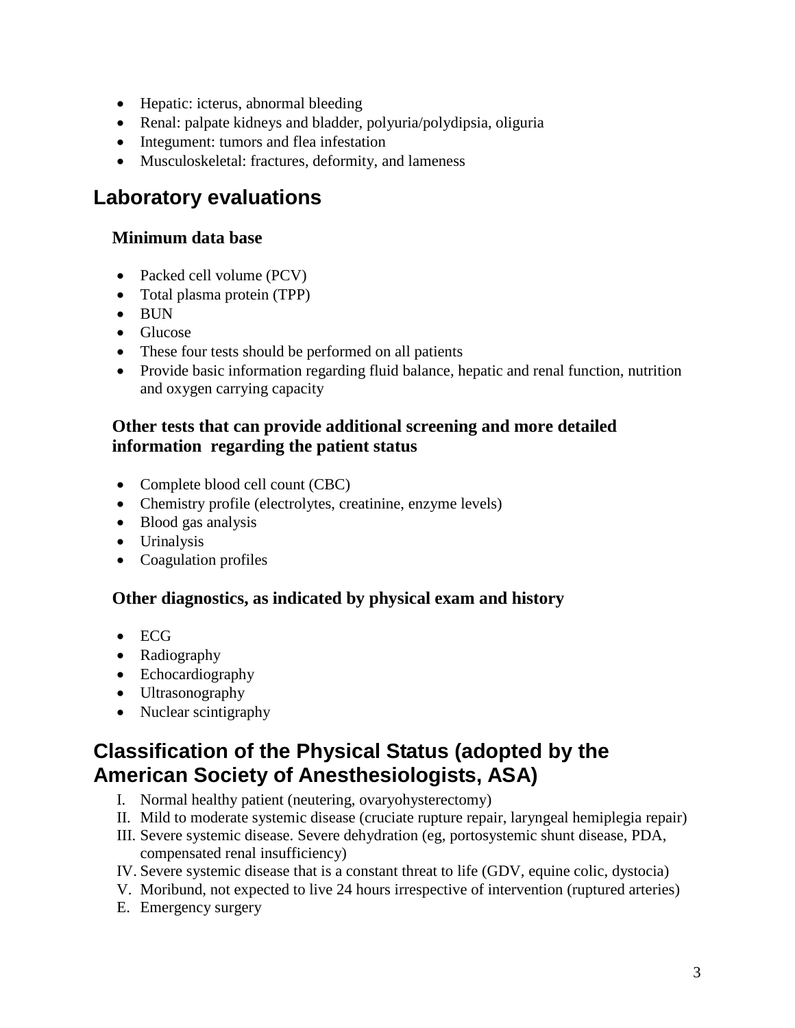- Hepatic: icterus, abnormal bleeding
- Renal: palpate kidneys and bladder, polyuria/polydipsia, oliguria
- Integument: tumors and flea infestation
- Musculoskeletal: fractures, deformity, and lameness

## Laboratory evaluations

### Minimum data base

- Packed cell volume (PCV)
- Total plasma protein (TPP)
- BUN
- Glucose
- These four tests should be performed on all patients
- Provide basic information regarding fluid balance, hepatic and renal function, nutrition and oxygen carrying capacity

### Other tests that can provide additional screening and more detailed information regarding the patient status

- Complete blood cell count (CBC)
- Chemistry profile (electrolytes, creatinine, enzyme levels)
- Blood gas analysis
- Urinalysis
- Coagulation profiles

### Other diagnostics, as indicated by physical exam and history

- ECG
- Radiography
- Echocardiography
- Ultrasonography
- Nuclear scintigraphy

## Classification of the Physical Status (adopted by the American Society of Anesthesiologists, ASA)

I. Normal healthy patient (neutering, ovaryohysterectomy)
II. Mild to moderate systemic disease (cruciate rupture repair, laryngeal hemiplegia repair)
III. Severe systemic disease. Severe dehydration (eg, portosystemic shunt disease, PDA, compensated renal insufficiency)
IV. Severe systemic disease that is a constant threat to life (GDV, equine colic, dystocia)
V. Moribund, not expected to live 24 hours irrespective of intervention (ruptured arteries)
E. Emergency surgery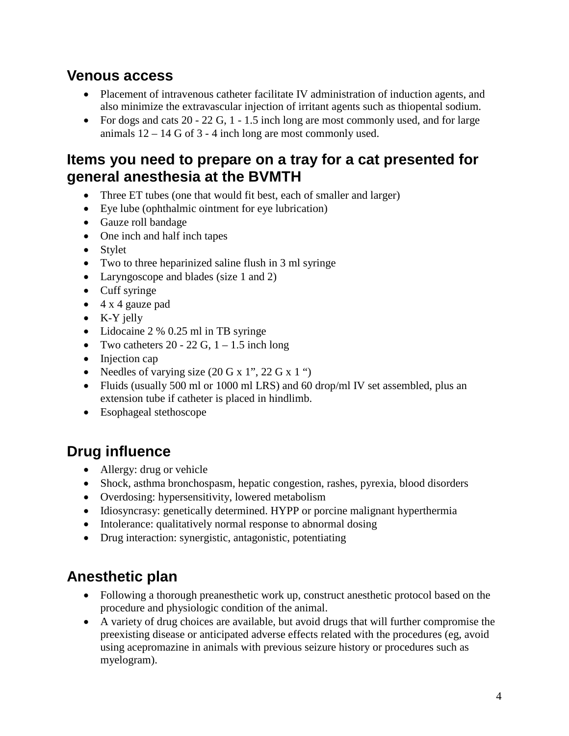## Venous access

- Placement of intravenous catheter facilitate IV administration of induction agents, and also minimize the extravascular injection of irritant agents such as thiopental sodium.
- For dogs and cats 20 - 22 G, 1 - 1.5 inch long are most commonly used, and for large animals 12 – 14 G of 3 - 4 inch long are most commonly used.

## Items you need to prepare on a tray for a cat presented for general anesthesia at the BVMTH

- Three ET tubes (one that would fit best, each of smaller and larger)
- Eye lube (ophthalmic ointment for eye lubrication)
- Gauze roll bandage
- One inch and half inch tapes
- Stylet
- Two to three heparinized saline flush in 3 ml syringe
- Laryngoscope and blades (size 1 and 2)
- Cuff syringe
- 4 x 4 gauze pad
- K-Y jelly
- Lidocaine 2 % 0.25 ml in TB syringe
- Two catheters 20 - 22 G, 1 – 1.5 inch long
- Injection cap
- Needles of varying size (20 G x 1", 22 G x 1 ")
- Fluids (usually 500 ml or 1000 ml LRS) and 60 drop/ml IV set assembled, plus an extension tube if catheter is placed in hindlimb.
- Esophageal stethoscope

## Drug influence

- Allergy: drug or vehicle
- Shock, asthma bronchospasm, hepatic congestion, rashes, pyrexia, blood disorders
- Overdosing: hypersensitivity, lowered metabolism
- Idiosyncrasy: genetically determined. HYPP or porcine malignant hyperthermia
- Intolerance: qualitatively normal response to abnormal dosing
- Drug interaction: synergistic, antagonistic, potentiating

## Anesthetic plan

- Following a thorough preanesthetic work up, construct anesthetic protocol based on the procedure and physiologic condition of the animal.
- A variety of drug choices are available, but avoid drugs that will further compromise the preexisting disease or anticipated adverse effects related with the procedures (eg, avoid using acepromazine in animals with previous seizure history or procedures such as myelogram).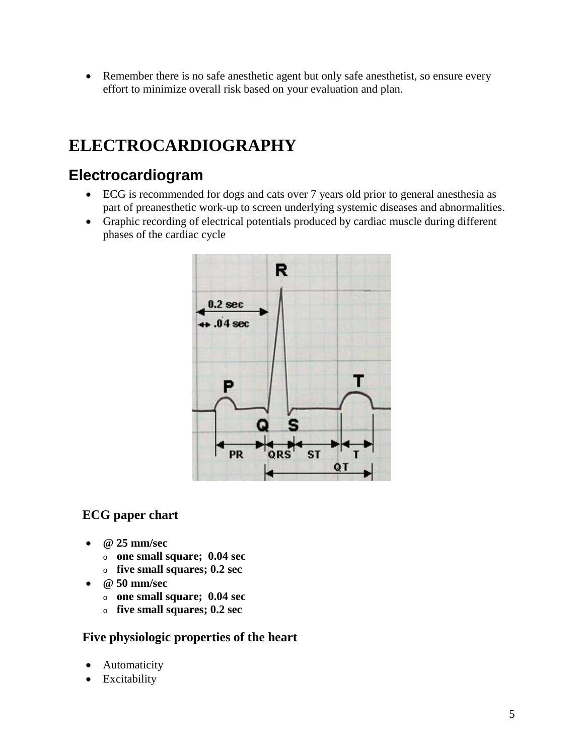- Remember there is no safe anesthetic agent but only safe anesthetist, so ensure every effort to minimize overall risk based on your evaluation and plan.

# ELECTROCARDIOGRAPHY

## Electrocardiogram

- ECG is recommended for dogs and cats over 7 years old prior to general anesthesia as part of preanesthetic work-up to screen underlying systemic diseases and abnormalities.
- Graphic recording of electrical potentials produced by cardiac muscle during different phases of the cardiac cycle

### ECG paper chart

- **@ 25 mm/sec**
  - **one small square; 0.04 sec**
  - **five small squares; 0.2 sec**
- **@ 50 mm/sec**
  - **one small square; 0.04 sec**
  - **five small squares; 0.2 sec**

### Five physiologic properties of the heart

- Automaticity
- Excitability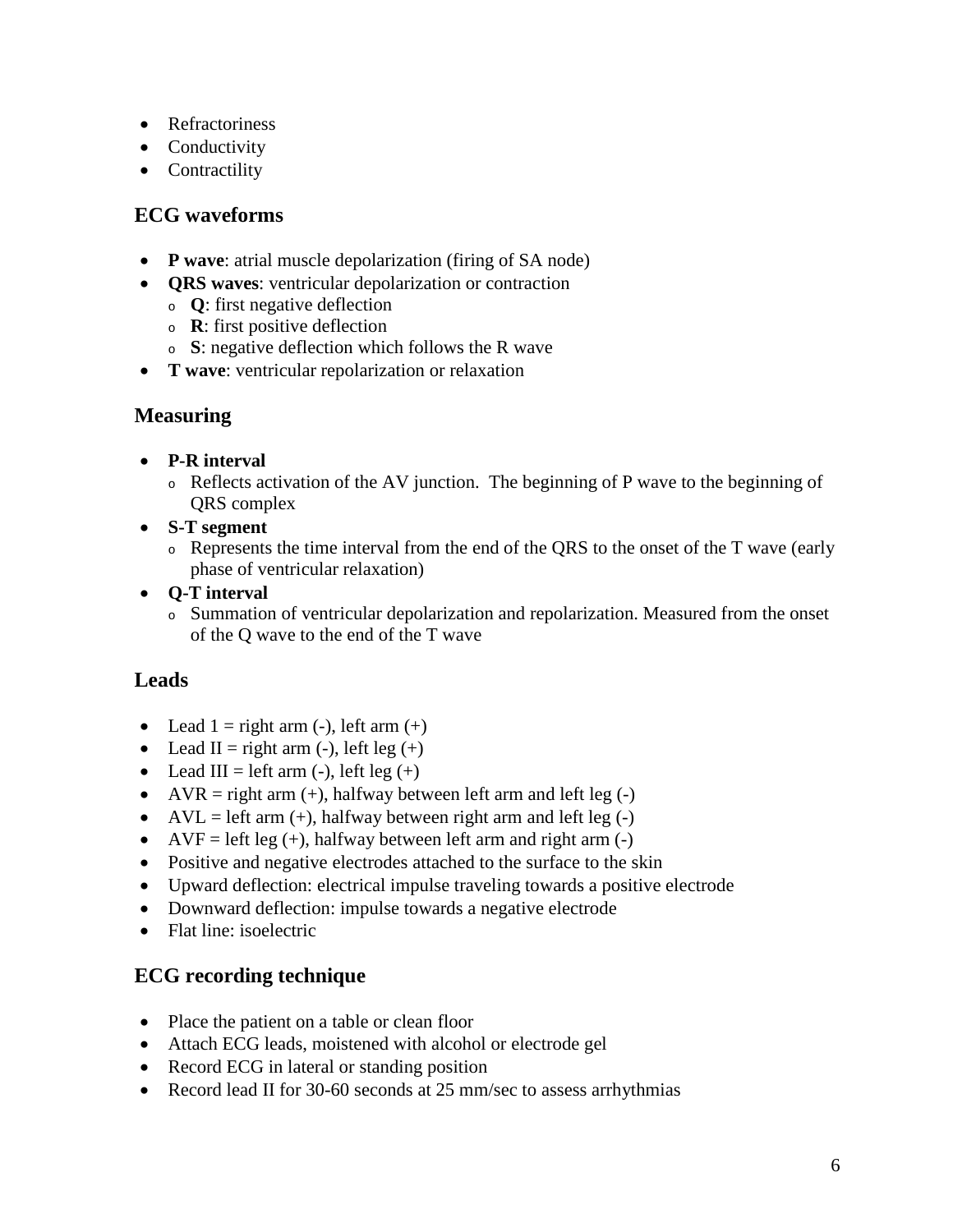- Refractoriness
- Conductivity
- Contractility

## ECG waveforms

- **P wave**: atrial muscle depolarization (firing of SA node)
- **QRS waves**: ventricular depolarization or contraction
  - **Q**: first negative deflection
  - **R**: first positive deflection
  - **S**: negative deflection which follows the R wave
- **T wave**: ventricular repolarization or relaxation

## Measuring

- **P-R interval**
  - Reflects activation of the AV junction. The beginning of P wave to the beginning of QRS complex
- **S-T segment**
  - Represents the time interval from the end of the QRS to the onset of the T wave (early phase of ventricular relaxation)
- **Q-T interval**
  - Summation of ventricular depolarization and repolarization. Measured from the onset of the Q wave to the end of the T wave

## Leads

- Lead 1 = right arm (-), left arm (+)
- Lead II = right arm (-), left leg (+)
- Lead III = left arm (-), left leg (+)
- AVR = right arm (+), halfway between left arm and left leg (-)
- AVL = left arm (+), halfway between right arm and left leg (-)
- AVF = left leg (+), halfway between left arm and right arm (-)
- Positive and negative electrodes attached to the surface to the skin
- Upward deflection: electrical impulse traveling towards a positive electrode
- Downward deflection: impulse towards a negative electrode
- Flat line: isoelectric

## ECG recording technique

- Place the patient on a table or clean floor
- Attach ECG leads, moistened with alcohol or electrode gel
- Record ECG in lateral or standing position
- Record lead II for 30-60 seconds at 25 mm/sec to assess arrhythmias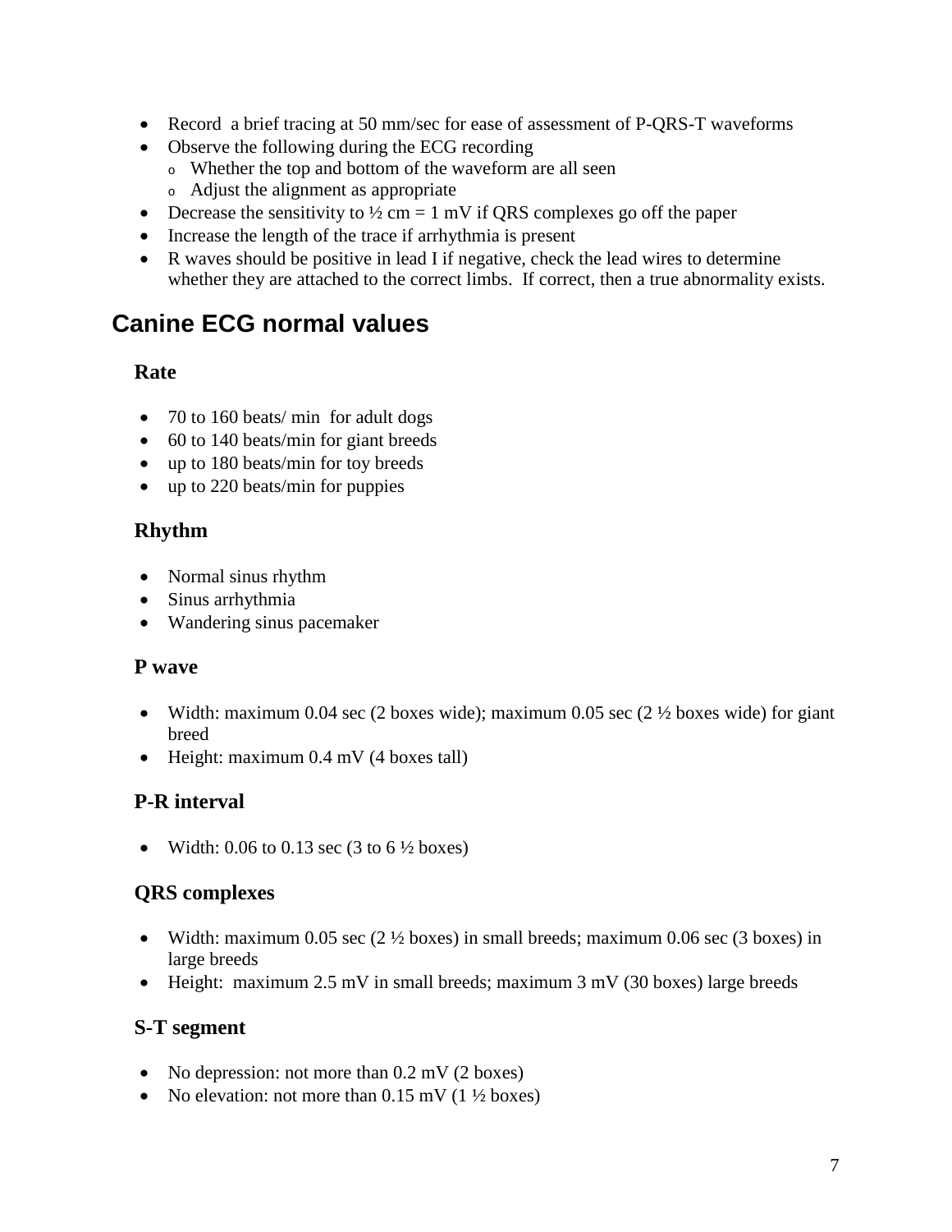- Record  a brief tracing at 50 mm/sec for ease of assessment of P-QRS-T waveforms
- Observe the following during the ECG recording
  - Whether the top and bottom of the waveform are all seen
  - Adjust the alignment as appropriate
- Decrease the sensitivity to ½ cm = 1 mV if QRS complexes go off the paper
- Increase the length of the trace if arrhythmia is present
- R waves should be positive in lead I if negative, check the lead wires to determine whether they are attached to the correct limbs.  If correct, then a true abnormality exists.

## Canine ECG normal values

### Rate

- 70 to 160 beats/ min  for adult dogs
- 60 to 140 beats/min for giant breeds
- up to 180 beats/min for toy breeds
- up to 220 beats/min for puppies

### Rhythm

- Normal sinus rhythm
- Sinus arrhythmia
- Wandering sinus pacemaker

### P wave

- Width: maximum 0.04 sec (2 boxes wide); maximum 0.05 sec (2 ½ boxes wide) for giant breed
- Height: maximum 0.4 mV (4 boxes tall)

### P-R interval

- Width: 0.06 to 0.13 sec (3 to 6 ½ boxes)

### QRS complexes

- Width: maximum 0.05 sec (2 ½ boxes) in small breeds; maximum 0.06 sec (3 boxes) in large breeds
- Height:  maximum 2.5 mV in small breeds; maximum 3 mV (30 boxes) large breeds

### S-T segment

- No depression: not more than 0.2 mV (2 boxes)
- No elevation: not more than 0.15 mV (1 ½ boxes)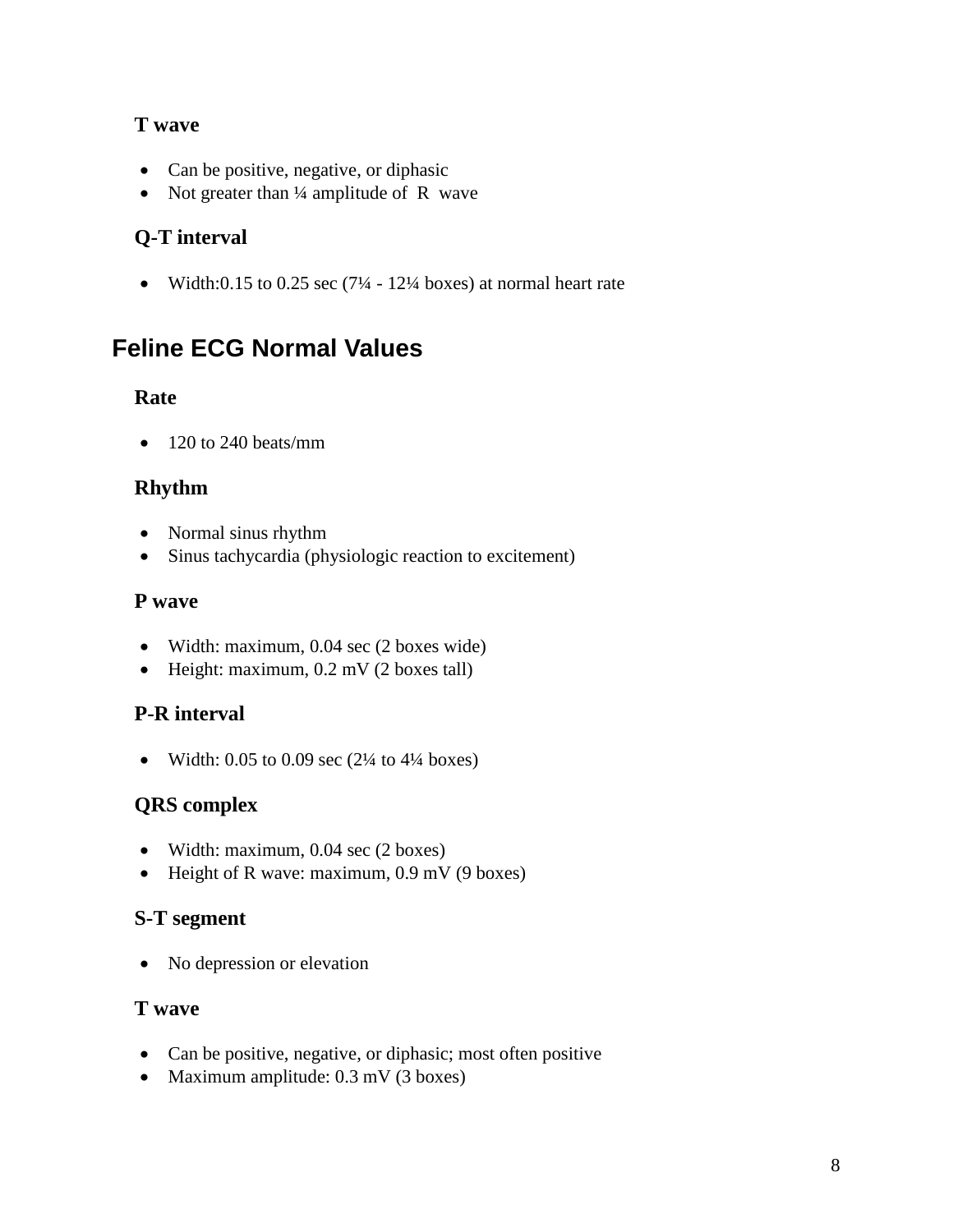### T wave

- Can be positive, negative, or diphasic
- Not greater than ¼ amplitude of R wave

### Q-T interval

- Width:0.15 to 0.25 sec (7¼ - 12¼ boxes) at normal heart rate

## Feline ECG Normal Values

### Rate

- 120 to 240 beats/mm

### Rhythm

- Normal sinus rhythm
- Sinus tachycardia (physiologic reaction to excitement)

### P wave

- Width: maximum, 0.04 sec (2 boxes wide)
- Height: maximum, 0.2 mV (2 boxes tall)

### P-R interval

- Width: 0.05 to 0.09 sec (2¼ to 4¼ boxes)

### QRS complex

- Width: maximum, 0.04 sec (2 boxes)
- Height of R wave: maximum, 0.9 mV (9 boxes)

### S-T segment

- No depression or elevation

### T wave

- Can be positive, negative, or diphasic; most often positive
- Maximum amplitude: 0.3 mV (3 boxes)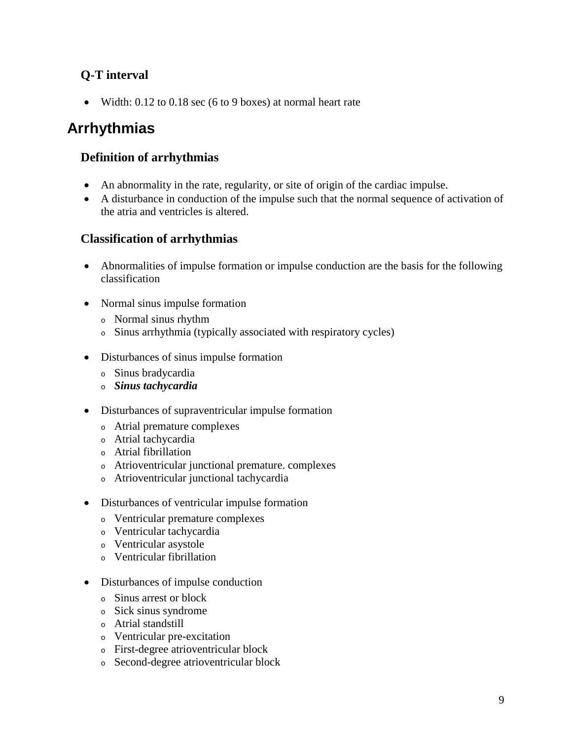### Q-T interval

- Width: 0.12 to 0.18 sec (6 to 9 boxes) at normal heart rate

## Arrhythmias

### Definition of arrhythmias

- An abnormality in the rate, regularity, or site of origin of the cardiac impulse.
- A disturbance in conduction of the impulse such that the normal sequence of activation of the atria and ventricles is altered.

### Classification of arrhythmias

- Abnormalities of impulse formation or impulse conduction are the basis for the following classification

- Normal sinus impulse formation
  - Normal sinus rhythm
  - Sinus arrhythmia (typically associated with respiratory cycles)

- Disturbances of sinus impulse formation
  - Sinus bradycardia
  - ***Sinus tachycardia***

- Disturbances of supraventricular impulse formation
  - Atrial premature complexes
  - Atrial tachycardia
  - Atrial fibrillation
  - Atrioventricular junctional premature. complexes
  - Atrioventricular junctional tachycardia

- Disturbances of ventricular impulse formation
  - Ventricular premature complexes
  - Ventricular tachycardia
  - Ventricular asystole
  - Ventricular fibrillation

- Disturbances of impulse conduction
  - Sinus arrest or block
  - Sick sinus syndrome
  - Atrial standstill
  - Ventricular pre-excitation
  - First-degree atrioventricular block
  - Second-degree atrioventricular block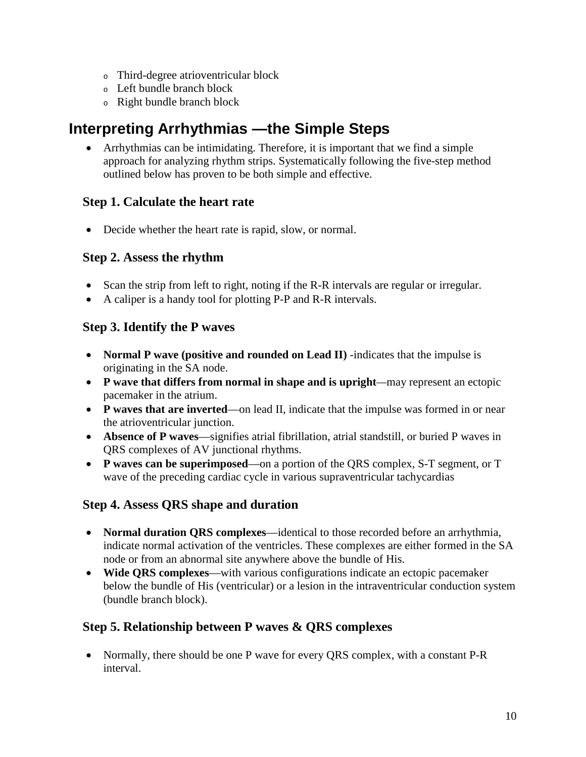- Third-degree atrioventricular block
  - Left bundle branch block
  - Right bundle branch block

## Interpreting Arrhythmias —the Simple Steps

- Arrhythmias can be intimidating. Therefore, it is important that we find a simple approach for analyzing rhythm strips. Systematically following the five-step method outlined below has proven to be both simple and effective.

### Step 1. Calculate the heart rate

- Decide whether the heart rate is rapid, slow, or normal.

### Step 2. Assess the rhythm

- Scan the strip from left to right, noting if the R-R intervals are regular or irregular.
- A caliper is a handy tool for plotting P-P and R-R intervals.

### Step 3. Identify the P waves

- **Normal P wave (positive and rounded on Lead II)** -indicates that the impulse is originating in the SA node.
- **P wave that differs from normal in shape and is upright**—may represent an ectopic pacemaker in the atrium.
- **P waves that are inverted**—on lead II, indicate that the impulse was formed in or near the atrioventricular junction.
- **Absence of P waves**—signifies atrial fibrillation, atrial standstill, or buried P waves in QRS complexes of AV junctional rhythms.
- **P waves can be superimposed**—on a portion of the QRS complex, S-T segment, or T wave of the preceding cardiac cycle in various supraventricular tachycardias

### Step 4. Assess QRS shape and duration

- **Normal duration QRS complexes**—identical to those recorded before an arrhythmia, indicate normal activation of the ventricles. These complexes are either formed in the SA node or from an abnormal site anywhere above the bundle of His.
- **Wide QRS complexes**—with various configurations indicate an ectopic pacemaker below the bundle of His (ventricular) or a lesion in the intraventricular conduction system (bundle branch block).

### Step 5. Relationship between P waves & QRS complexes

- Normally, there should be one P wave for every QRS complex, with a constant P-R interval.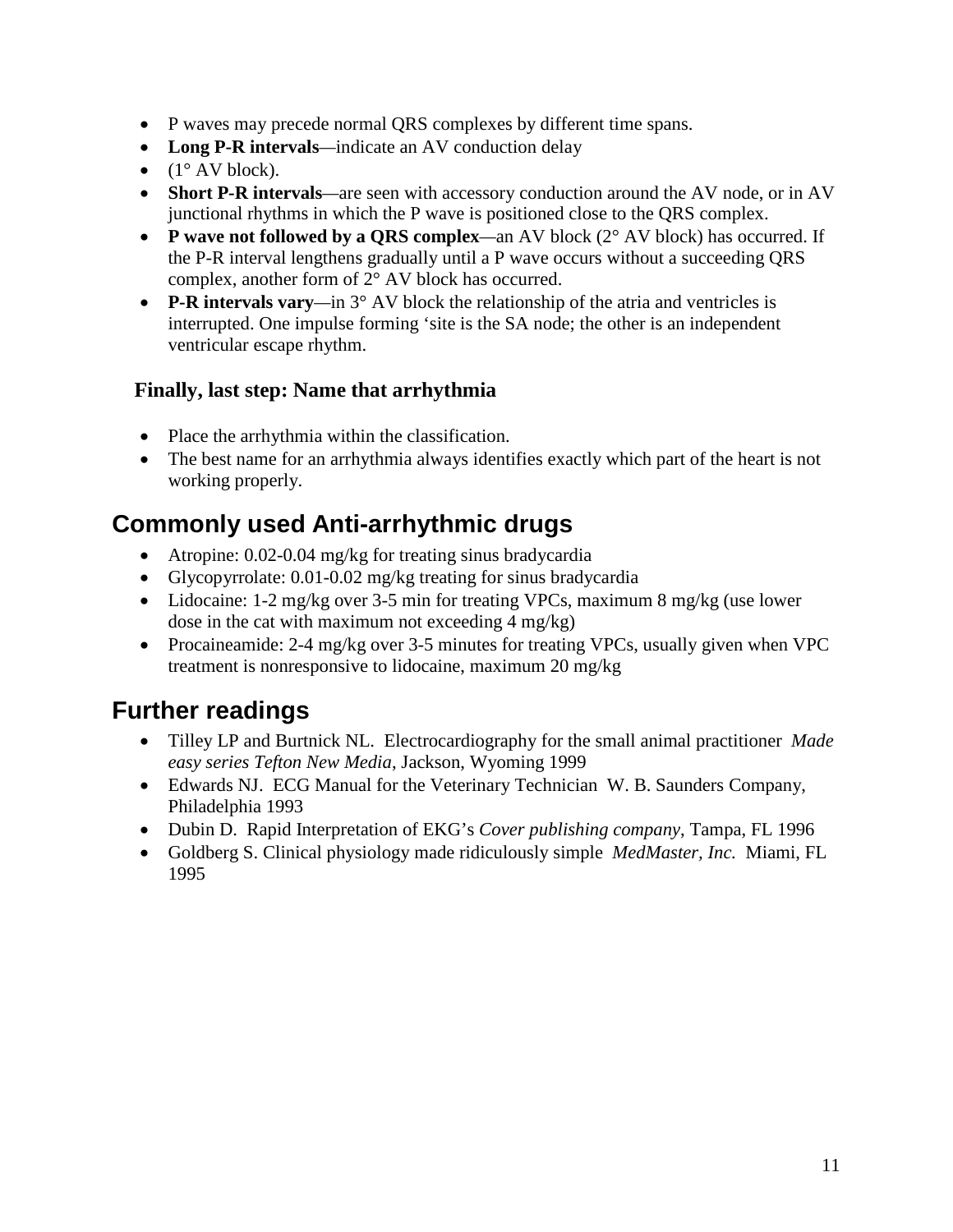- P waves may precede normal QRS complexes by different time spans.
- **Long P-R intervals**—indicate an AV conduction delay
- (1° AV block).
- **Short P-R intervals**—are seen with accessory conduction around the AV node, or in AV junctional rhythms in which the P wave is positioned close to the QRS complex.
- **P wave not followed by a QRS complex**—an AV block (2° AV block) has occurred. If the P-R interval lengthens gradually until a P wave occurs without a succeeding QRS complex, another form of 2° AV block has occurred.
- **P-R intervals vary**—in 3° AV block the relationship of the atria and ventricles is interrupted. One impulse forming 'site is the SA node; the other is an independent ventricular escape rhythm.

### Finally, last step: Name that arrhythmia

- Place the arrhythmia within the classification.
- The best name for an arrhythmia always identifies exactly which part of the heart is not working properly.

## Commonly used Anti-arrhythmic drugs

- Atropine: 0.02-0.04 mg/kg for treating sinus bradycardia
- Glycopyrrolate: 0.01-0.02 mg/kg treating for sinus bradycardia
- Lidocaine: 1-2 mg/kg over 3-5 min for treating VPCs, maximum 8 mg/kg (use lower dose in the cat with maximum not exceeding 4 mg/kg)
- Procaineamide: 2-4 mg/kg over 3-5 minutes for treating VPCs, usually given when VPC treatment is nonresponsive to lidocaine, maximum 20 mg/kg

## Further readings

- Tilley LP and Burtnick NL. Electrocardiography for the small animal practitioner *Made easy series Tefton New Media*, Jackson, Wyoming 1999
- Edwards NJ. ECG Manual for the Veterinary Technician W. B. Saunders Company, Philadelphia 1993
- Dubin D. Rapid Interpretation of EKG's *Cover publishing company*, Tampa, FL 1996
- Goldberg S. Clinical physiology made ridiculously simple *MedMaster, Inc.* Miami, FL 1995